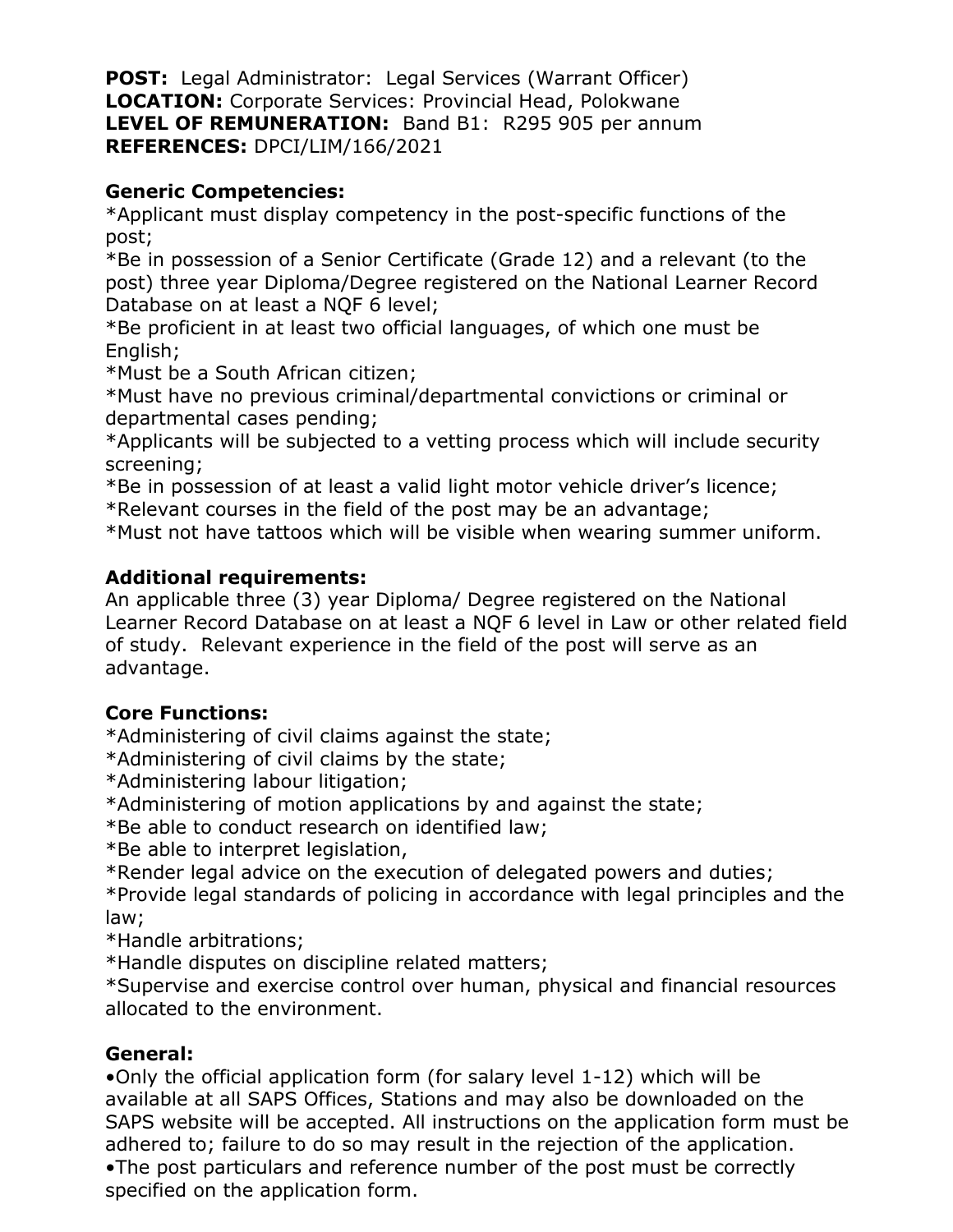**POST:** Legal Administrator: Legal Services (Warrant Officer)
**LOCATION:** Corporate Services: Provincial Head, Polokwane
**LEVEL OF REMUNERATION:** Band B1: R295 905 per annum
**REFERENCES:** DPCI/LIM/166/2021

**Generic Competencies:**

*Applicant must display competency in the post-specific functions of the post;
*Be in possession of a Senior Certificate (Grade 12) and a relevant (to the post) three year Diploma/Degree registered on the National Learner Record Database on at least a NQF 6 level;
*Be proficient in at least two official languages, of which one must be English;
*Must be a South African citizen;
*Must have no previous criminal/departmental convictions or criminal or departmental cases pending;
*Applicants will be subjected to a vetting process which will include security screening;
*Be in possession of at least a valid light motor vehicle driver's licence;
*Relevant courses in the field of the post may be an advantage;
*Must not have tattoos which will be visible when wearing summer uniform.

**Additional requirements:**

An applicable three (3) year Diploma/ Degree registered on the National Learner Record Database on at least a NQF 6 level in Law or other related field of study. Relevant experience in the field of the post will serve as an advantage.

**Core Functions:**

*Administering of civil claims against the state;
*Administering of civil claims by the state;
*Administering labour litigation;
*Administering of motion applications by and against the state;
*Be able to conduct research on identified law;
*Be able to interpret legislation,
*Render legal advice on the execution of delegated powers and duties;
*Provide legal standards of policing in accordance with legal principles and the law;
*Handle arbitrations;
*Handle disputes on discipline related matters;
*Supervise and exercise control over human, physical and financial resources allocated to the environment.

**General:**

- Only the official application form (for salary level 1-12) which will be available at all SAPS Offices, Stations and may also be downloaded on the SAPS website will be accepted. All instructions on the application form must be adhered to; failure to do so may result in the rejection of the application.
- The post particulars and reference number of the post must be correctly specified on the application form.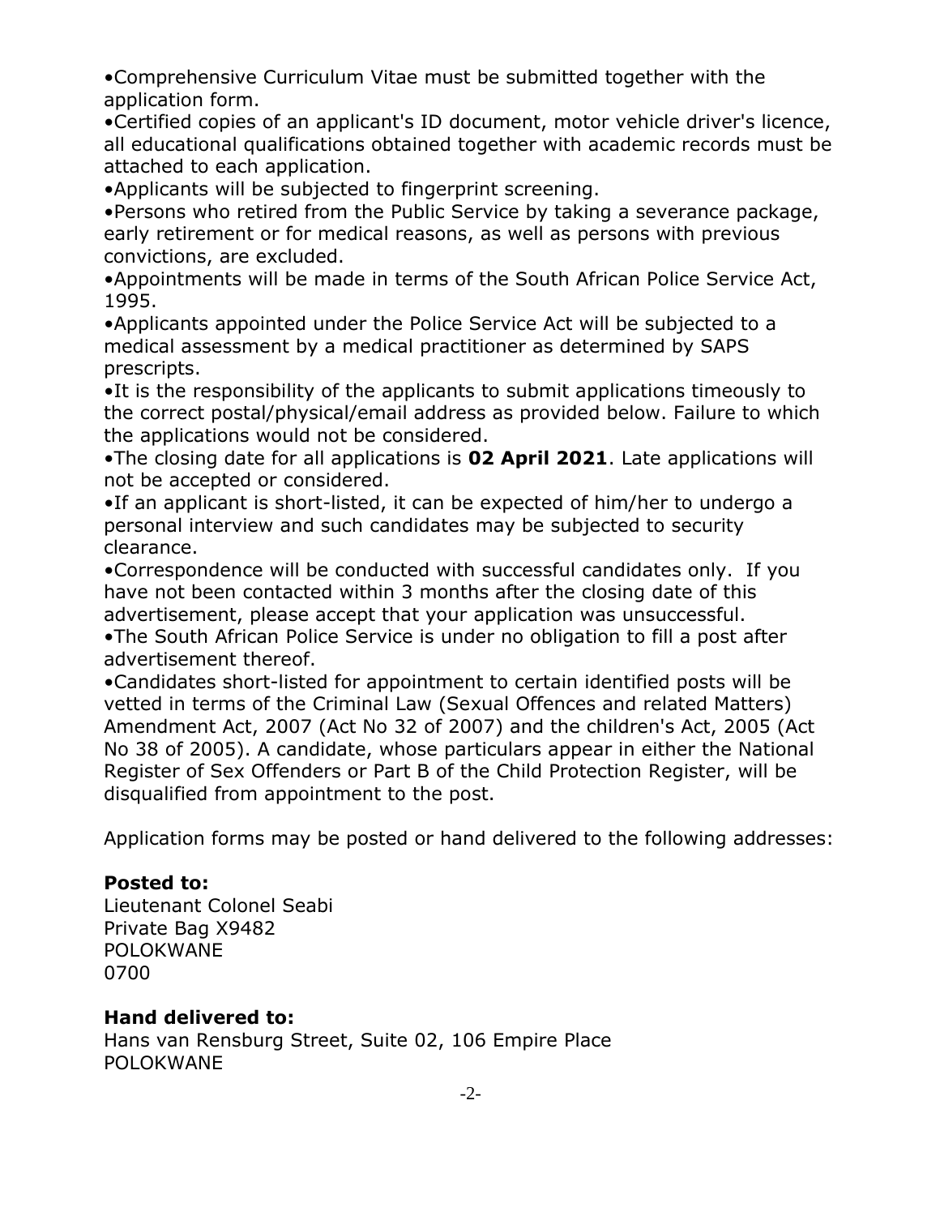- Comprehensive Curriculum Vitae must be submitted together with the application form.
- Certified copies of an applicant's ID document, motor vehicle driver's licence, all educational qualifications obtained together with academic records must be attached to each application.
- Applicants will be subjected to fingerprint screening.
- Persons who retired from the Public Service by taking a severance package, early retirement or for medical reasons, as well as persons with previous convictions, are excluded.
- Appointments will be made in terms of the South African Police Service Act, 1995.
- Applicants appointed under the Police Service Act will be subjected to a medical assessment by a medical practitioner as determined by SAPS prescripts.
- It is the responsibility of the applicants to submit applications timeously to the correct postal/physical/email address as provided below. Failure to which the applications would not be considered.
- The closing date for all applications is **02 April 2021**. Late applications will not be accepted or considered.
- If an applicant is short-listed, it can be expected of him/her to undergo a personal interview and such candidates may be subjected to security clearance.
- Correspondence will be conducted with successful candidates only. If you have not been contacted within 3 months after the closing date of this advertisement, please accept that your application was unsuccessful.
- The South African Police Service is under no obligation to fill a post after advertisement thereof.
- Candidates short-listed for appointment to certain identified posts will be vetted in terms of the Criminal Law (Sexual Offences and related Matters) Amendment Act, 2007 (Act No 32 of 2007) and the children's Act, 2005 (Act No 38 of 2005). A candidate, whose particulars appear in either the National Register of Sex Offenders or Part B of the Child Protection Register, will be disqualified from appointment to the post.

Application forms may be posted or hand delivered to the following addresses:

**Posted to:**
Lieutenant Colonel Seabi
Private Bag X9482
POLOKWANE
0700

**Hand delivered to:**
Hans van Rensburg Street, Suite 02, 106 Empire Place
POLOKWANE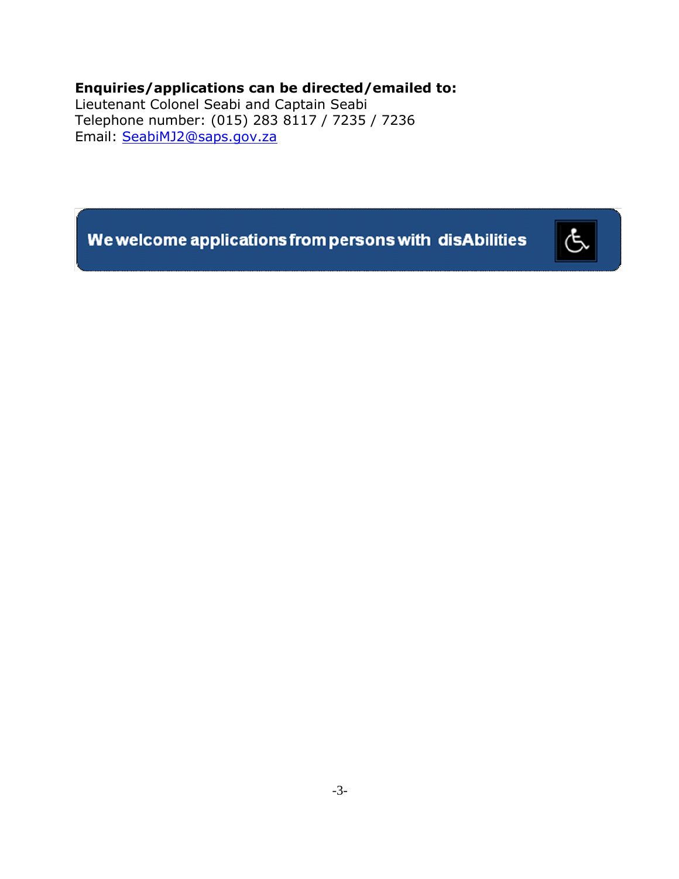**Enquiries/applications can be directed/emailed to:**
Lieutenant Colonel Seabi and Captain Seabi
Telephone number: (015) 283 8117 / 7235 / 7236
Email: SeabiMJ2@saps.gov.za

**We welcome applications from persons with disAbilities**